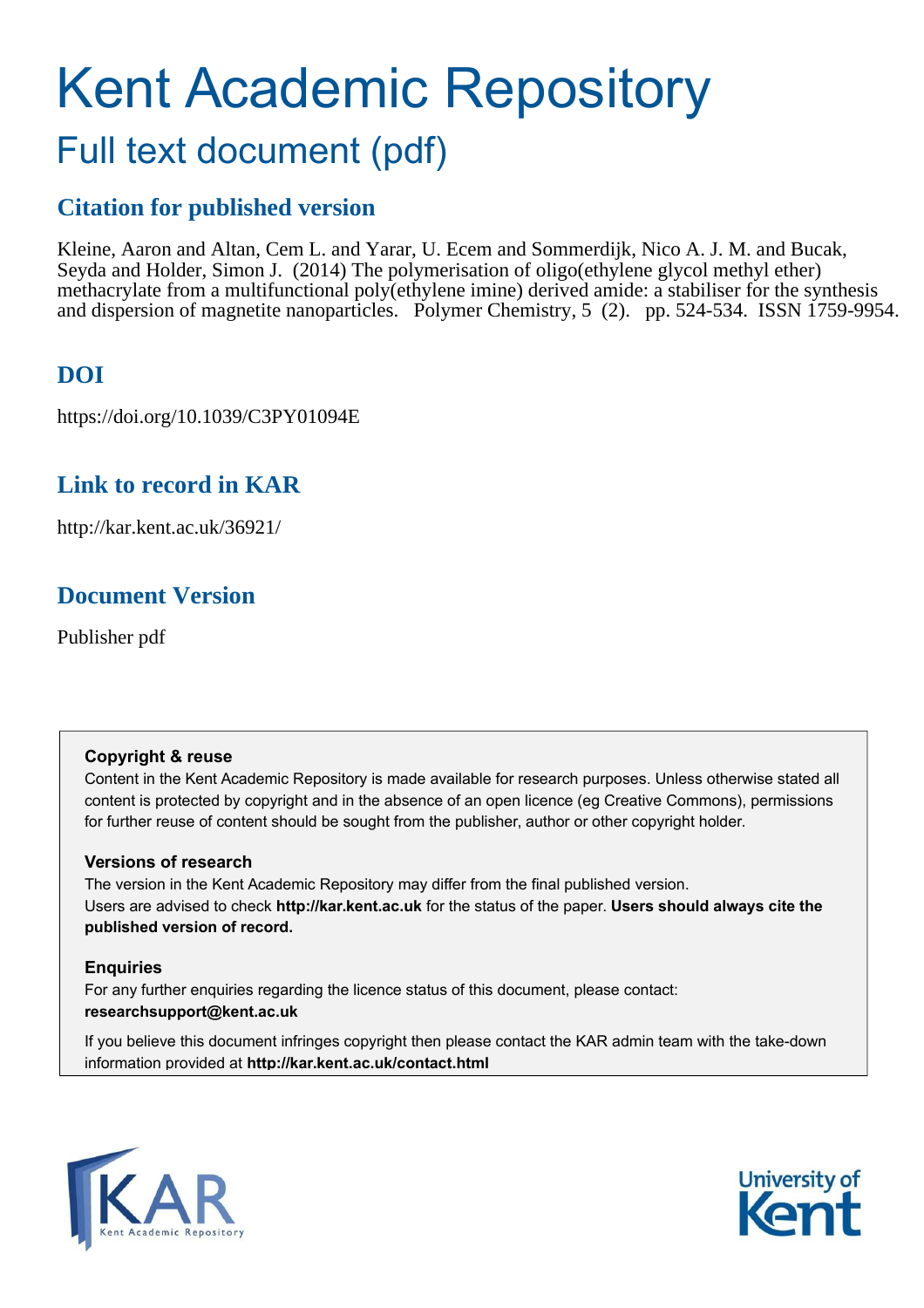# Kent Academic Repository

## Full text document (pdf)

### Citation for published version

Kleine, Aaron and Altan, Cem L. and Yarar, U. Ecem and Sommerdijk, Nico A. J. M. and Bucak, Seyda and Holder, Simon J. (2014) The polymerisation of oligo(ethylene glycol methyl ether) methacrylate from a multifunctional poly(ethylene imine) derived amide: a stabiliser for the synthesis and dispersion of magnetite nanoparticles. Polymer Chemistry, 5 (2). pp. 524-534. ISSN 1759-9954.

### DOI

https://doi.org/10.1039/C3PY01094E

### Link to record in KAR

http://kar.kent.ac.uk/36921/

### Document Version

Publisher pdf

**Copyright & reuse**

Content in the Kent Academic Repository is made available for research purposes. Unless otherwise stated all content is protected by copyright and in the absence of an open licence (eg Creative Commons), permissions for further reuse of content should be sought from the publisher, author or other copyright holder.

**Versions of research**

The version in the Kent Academic Repository may differ from the final published version. Users are advised to check **http://kar.kent.ac.uk** for the status of the paper. **Users should always cite the published version of record.**

**Enquiries**

For any further enquiries regarding the licence status of this document, please contact: **researchsupport@kent.ac.uk**

If you believe this document infringes copyright then please contact the KAR admin team with the take-down information provided at **http://kar.kent.ac.uk/contact.html**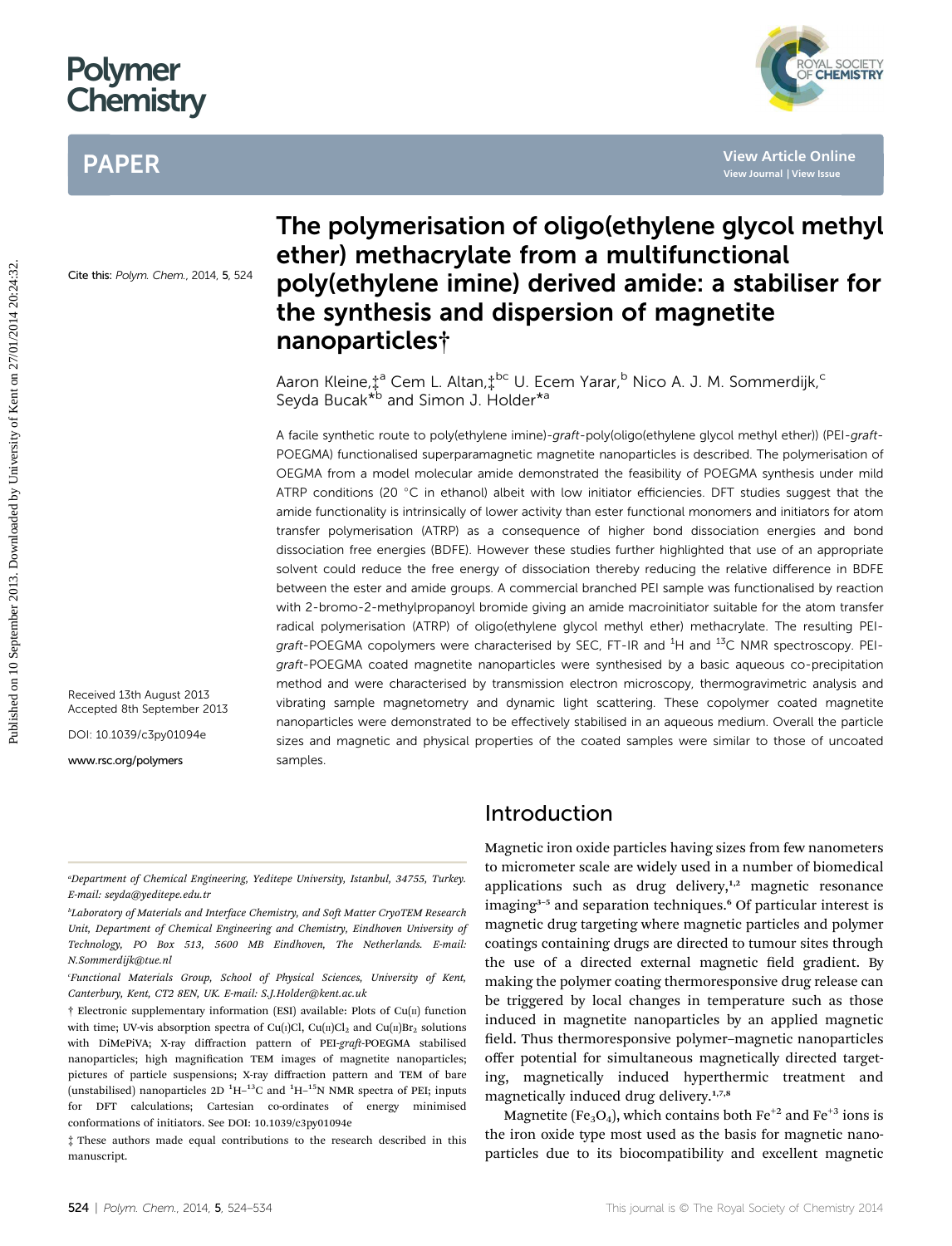# The polymerisation of oligo(ethylene glycol methyl ether) methacrylate from a multifunctional poly(ethylene imine) derived amide: a stabiliser for the synthesis and dispersion of magnetite nanoparticles†

Aaron Kleine,‡[a] Cem L. Altan,‡[bc] U. Ecem Yarar,[b] Nico A. J. M. Sommerdijk,[c] Seyda Bucak*[b] and Simon J. Holder*[a]

Cite this: *Polym. Chem.*, 2014, 5, 524

Received 13th August 2013
Accepted 8th September 2013

DOI: 10.1039/c3py01094e

www.rsc.org/polymers

A facile synthetic route to poly(ethylene imine)-*graft*-poly(oligo(ethylene glycol methyl ether)) (PEI-*graft*-POEGMA) functionalised superparamagnetic magnetite nanoparticles is described. The polymerisation of OEGMA from a model molecular amide demonstrated the feasibility of POEGMA synthesis under mild ATRP conditions (20 °C in ethanol) albeit with low initiator efficiencies. DFT studies suggest that the amide functionality is intrinsically of lower activity than ester functional monomers and initiators for atom transfer polymerisation (ATRP) as a consequence of higher bond dissociation energies and bond dissociation free energies (BDFE). However these studies further highlighted that use of an appropriate solvent could reduce the free energy of dissociation thereby reducing the relative difference in BDFE between the ester and amide groups. A commercial branched PEI sample was functionalised by reaction with 2-bromo-2-methylpropanoyl bromide giving an amide macroinitiator suitable for the atom transfer radical polymerisation (ATRP) of oligo(ethylene glycol methyl ether) methacrylate. The resulting PEI-*graft*-POEGMA copolymers were characterised by SEC, FT-IR and $^{1}H$ and $^{13}C$ NMR spectroscopy. PEI-*graft*-POEGMA coated magnetite nanoparticles were synthesised by a basic aqueous co-precipitation method and were characterised by transmission electron microscopy, thermogravimetric analysis and vibrating sample magnetometry and dynamic light scattering. These copolymer coated magnetite nanoparticles were demonstrated to be effectively stabilised in an aqueous medium. Overall the particle sizes and magnetic and physical properties of the coated samples were similar to those of uncoated samples.

## Introduction

Magnetic iron oxide particles having sizes from few nanometers to micrometer scale are widely used in a number of biomedical applications such as drug delivery,[1,2] magnetic resonance imaging[3–5] and separation techniques.[6] Of particular interest is magnetic drug targeting where magnetic particles and polymer coatings containing drugs are directed to tumour sites through the use of a directed external magnetic field gradient. By making the polymer coating thermoresponsive drug release can be triggered by local changes in temperature such as those induced in magnetite nanoparticles by an applied magnetic field. Thus thermoresponsive polymer–magnetic nanoparticles offer potential for simultaneous magnetically directed targeting, magnetically induced hyperthermic treatment and magnetically induced drug delivery.[1,7,8]

Magnetite ($Fe_3O_4$), which contains both $Fe^{+2}$ and $Fe^{+3}$ ions is the iron oxide type most used as the basis for magnetic nanoparticles due to its biocompatibility and excellent magnetic

---

[a]Department of Chemical Engineering, Yeditepe University, Istanbul, 34755, Turkey. E-mail: seyda@yeditepe.edu.tr

[b]Laboratory of Materials and Interface Chemistry, and Soft Matter CryoTEM Research Unit, Department of Chemical Engineering and Chemistry, Eindhoven University of Technology, PO Box 513, 5600 MB Eindhoven, The Netherlands. E-mail: N.Sommerdijk@tue.nl

[c]Functional Materials Group, School of Physical Sciences, University of Kent, Canterbury, Kent, CT2 8EN, UK. E-mail: S.J.Holder@kent.ac.uk

† Electronic supplementary information (ESI) available: Plots of Cu(II) function with time; UV-vis absorption spectra of Cu(I)Cl, Cu(II)Cl₂ and Cu(II)Br₂ solutions with DiMePiVA; X-ray diffraction pattern of PEI-*graft*-POEGMA stabilised nanoparticles; high magnification TEM images of magnetite nanoparticles; pictures of particle suspensions; X-ray diffraction pattern and TEM of bare (unstabilised) nanoparticles 2D $^{1}H$–$^{13}C$ and $^{1}H$–$^{15}N$ NMR spectra of PEI; inputs for DFT calculations; Cartesian co-ordinates of energy minimised conformations of initiators. See DOI: 10.1039/c3py01094e

‡ These authors made equal contributions to the research described in this manuscript.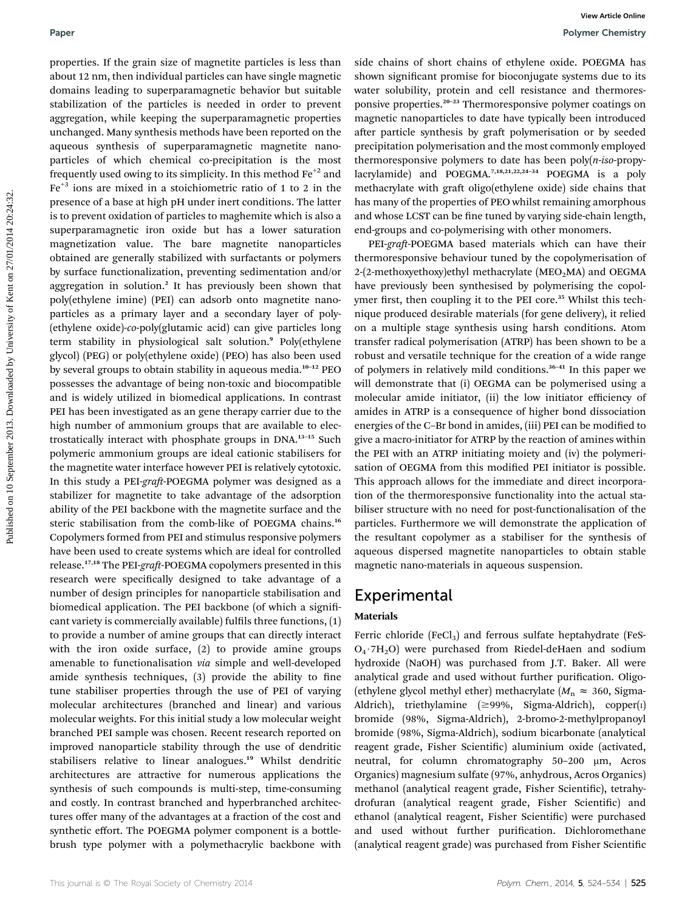properties. If the grain size of magnetite particles is less than about 12 nm, then individual particles can have single magnetic domains leading to superparamagnetic behavior but suitable stabilization of the particles is needed in order to prevent aggregation, while keeping the superparamagnetic properties unchanged. Many synthesis methods have been reported on the aqueous synthesis of superparamagnetic magnetite nanoparticles of which chemical co-precipitation is the most frequently used owing to its simplicity. In this method $Fe^{+2}$ and $Fe^{+3}$ ions are mixed in a stoichiometric ratio of 1 to 2 in the presence of a base at high pH under inert conditions. The latter is to prevent oxidation of particles to maghemite which is also a superparamagnetic iron oxide but has a lower saturation magnetization value. The bare magnetite nanoparticles obtained are generally stabilized with surfactants or polymers by surface functionalization, preventing sedimentation and/or aggregation in solution.[2] It has previously been shown that poly(ethylene imine) (PEI) can adsorb onto magnetite nanoparticles as a primary layer and a secondary layer of poly(ethylene oxide)-*co*-poly(glutamic acid) can give particles long term stability in physiological salt solution.[9] Poly(ethylene glycol) (PEG) or poly(ethylene oxide) (PEO) has also been used by several groups to obtain stability in aqueous media.[10–12] PEO possesses the advantage of being non-toxic and biocompatible and is widely utilized in biomedical applications. In contrast PEI has been investigated as an gene therapy carrier due to the high number of ammonium groups that are available to electrostatically interact with phosphate groups in DNA.[13–15] Such polymeric ammonium groups are ideal cationic stabilisers for the magnetite water interface however PEI is relatively cytotoxic. In this study a PEI-*graft*-POEGMA polymer was designed as a stabilizer for magnetite to take advantage of the adsorption ability of the PEI backbone with the magnetite surface and the steric stabilisation from the comb-like of POEGMA chains.[16] Copolymers formed from PEI and stimulus responsive polymers have been used to create systems which are ideal for controlled release.[17,18] The PEI-*graft*-POEGMA copolymers presented in this research were specifically designed to take advantage of a number of design principles for nanoparticle stabilisation and biomedical application. The PEI backbone (of which a significant variety is commercially available) fulfils three functions, (1) to provide a number of amine groups that can directly interact with the iron oxide surface, (2) to provide amine groups amenable to functionalisation *via* simple and well-developed amide synthesis techniques, (3) provide the ability to fine tune stabiliser properties through the use of PEI of varying molecular architectures (branched and linear) and various molecular weights. For this initial study a low molecular weight branched PEI sample was chosen. Recent research reported on improved nanoparticle stability through the use of dendritic stabilisers relative to linear analogues.[19] Whilst dendritic architectures are attractive for numerous applications the synthesis of such compounds is multi-step, time-consuming and costly. In contrast branched and hyperbranched architectures offer many of the advantages at a fraction of the cost and synthetic effort. The POEGMA polymer component is a bottle-brush type polymer with a polymethacrylic backbone with side chains of short chains of ethylene oxide. POEGMA has shown significant promise for bioconjugate systems due to its water solubility, protein and cell resistance and thermoresponsive properties.[20–23] Thermoresponsive polymer coatings on magnetic nanoparticles to date have typically been introduced after particle synthesis by graft polymerisation or by seeded precipitation polymerisation and the most commonly employed thermoresponsive polymers to date has been poly(*n-iso*-propylacrylamide) and POEGMA.[7,18,21,22,24–34] POEGMA is a poly methacrylate with graft oligo(ethylene oxide) side chains that has many of the properties of PEO whilst remaining amorphous and whose LCST can be fine tuned by varying side-chain length, end-groups and co-polymerising with other monomers.

PEI-*graft*-POEGMA based materials which can have their thermoresponsive behaviour tuned by the copolymerisation of 2-(2-methoxyethoxy)ethyl methacrylate ($MEO_2MA$) and OEGMA have previously been synthesised by polymerising the copolymer first, then coupling it to the PEI core.[35] Whilst this technique produced desirable materials (for gene delivery), it relied on a multiple stage synthesis using harsh conditions. Atom transfer radical polymerisation (ATRP) has been shown to be a robust and versatile technique for the creation of a wide range of polymers in relatively mild conditions.[36–41] In this paper we will demonstrate that (i) OEGMA can be polymerised using a molecular amide initiator, (ii) the low initiator efficiency of amides in ATRP is a consequence of higher bond dissociation energies of the C–Br bond in amides, (iii) PEI can be modified to give a macro-initiator for ATRP by the reaction of amines within the PEI with an ATRP initiating moiety and (iv) the polymerisation of OEGMA from this modified PEI initiator is possible. This approach allows for the immediate and direct incorporation of the thermoresponsive functionality into the actual stabiliser structure with no need for post-functionalisation of the particles. Furthermore we will demonstrate the application of the resultant copolymer as a stabiliser for the synthesis of aqueous dispersed magnetite nanoparticles to obtain stable magnetic nano-materials in aqueous suspension.

## Experimental

### Materials

Ferric chloride ($FeCl_3$) and ferrous sulfate heptahydrate ($FeSO_4 \cdot 7H_2O$) were purchased from Riedel-deHaen and sodium hydroxide (NaOH) was purchased from J.T. Baker. All were analytical grade and used without further purification. Oligo(ethylene glycol methyl ether) methacrylate ($M_n \approx 360$, Sigma-Aldrich), triethylamine (≥99%, Sigma-Aldrich), copper(I) bromide (98%, Sigma-Aldrich), 2-bromo-2-methylpropanoyl bromide (98%, Sigma-Aldrich), sodium bicarbonate (analytical reagent grade, Fisher Scientific) aluminium oxide (activated, neutral, for column chromatography 50–200 μm, Acros Organics) magnesium sulfate (97%, anhydrous, Acros Organics) methanol (analytical reagent grade, Fisher Scientific), tetrahydrofuran (analytical reagent grade, Fisher Scientific) and ethanol (analytical reagent, Fisher Scientific) were purchased and used without further purification. Dichloromethane (analytical reagent grade) was purchased from Fisher Scientific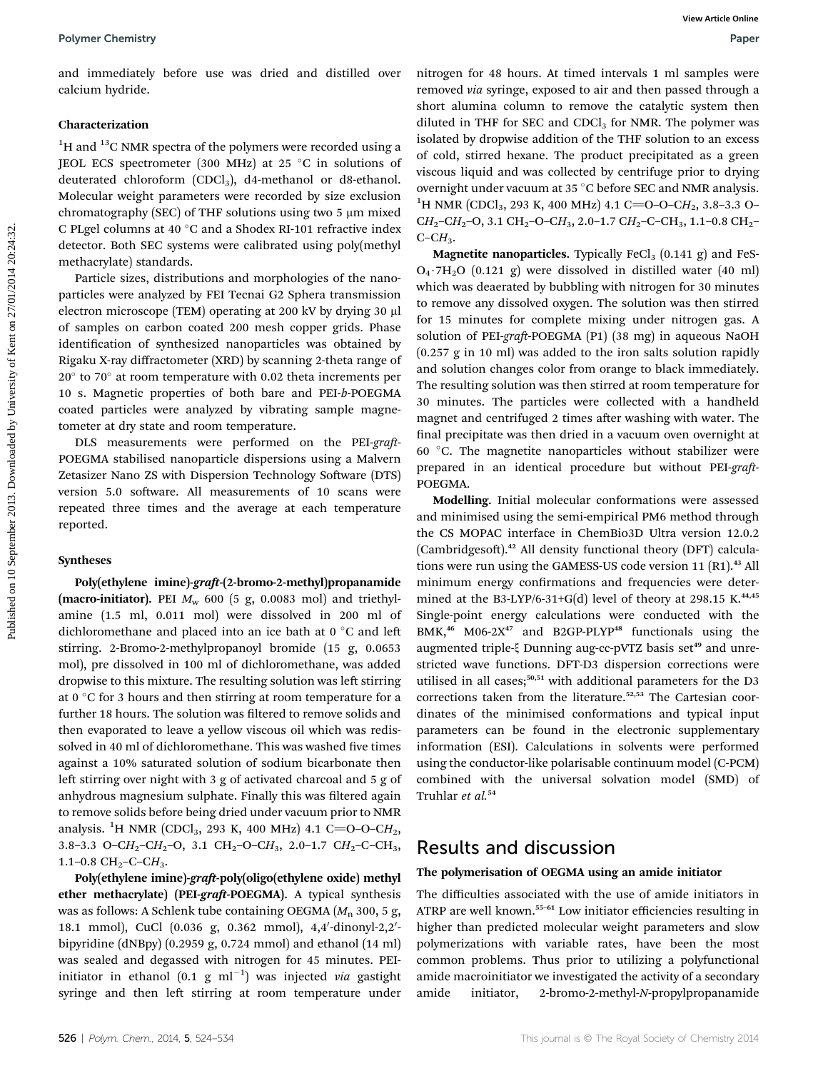and immediately before use was dried and distilled over calcium hydride.

### Characterization

$^1H$ and $^{13}C$ NMR spectra of the polymers were recorded using a JEOL ECS spectrometer (300 MHz) at 25 °C in solutions of deuterated chloroform ($CDCl_3$), d4-methanol or d8-ethanol. Molecular weight parameters were recorded by size exclusion chromatography (SEC) of THF solutions using two 5 μm mixed C PLgel columns at 40 °C and a Shodex RI-101 refractive index detector. Both SEC systems were calibrated using poly(methyl methacrylate) standards.

Particle sizes, distributions and morphologies of the nanoparticles were analyzed by FEI Tecnai G2 Sphera transmission electron microscope (TEM) operating at 200 kV by drying 30 μl of samples on carbon coated 200 mesh copper grids. Phase identification of synthesized nanoparticles was obtained by Rigaku X-ray diffractometer (XRD) by scanning 2-theta range of 20° to 70° at room temperature with 0.02 theta increments per 10 s. Magnetic properties of both bare and PEI-*b*-POEGMA coated particles were analyzed by vibrating sample magnetometer at dry state and room temperature.

DLS measurements were performed on the PEI-*graft*-POEGMA stabilised nanoparticle dispersions using a Malvern Zetasizer Nano ZS with Dispersion Technology Software (DTS) version 5.0 software. All measurements of 10 scans were repeated three times and the average at each temperature reported.

### Syntheses

**Poly(ethylene imine)-*graft*-(2-bromo-2-methyl)propanamide (macro-initiator).** PEI $M_w$ 600 (5 g, 0.0083 mol) and triethylamine (1.5 ml, 0.011 mol) were dissolved in 200 ml of dichloromethane and placed into an ice bath at 0 °C and left stirring. 2-Bromo-2-methylpropanoyl bromide (15 g, 0.0653 mol), pre dissolved in 100 ml of dichloromethane, was added dropwise to this mixture. The resulting solution was left stirring at 0 °C for 3 hours and then stirring at room temperature for a further 18 hours. The solution was filtered to remove solids and then evaporated to leave a yellow viscous oil which was redissolved in 40 ml of dichloromethane. This was washed five times against a 10% saturated solution of sodium bicarbonate then left stirring over night with 3 g of activated charcoal and 5 g of anhydrous magnesium sulphate. Finally this was filtered again to remove solids before being dried under vacuum prior to NMR analysis. $^1H$ NMR ($CDCl_3$, 293 K, 400 MHz) 4.1 C=O–O–$CH_2$, 3.8–3.3 O–$CH_2$–$CH_2$–O, 3.1 $CH_2$–O–$CH_3$, 2.0–1.7 $CH_2$–C–$CH_3$, 1.1–0.8 $CH_2$–C–$CH_3$.

**Poly(ethylene imine)-*graft*-poly(oligo(ethylene oxide) methyl ether methacrylate) (PEI-*graft*-POEGMA).** A typical synthesis was as follows: A Schlenk tube containing OEGMA ($M_n$ 300, 5 g, 18.1 mmol), CuCl (0.036 g, 0.362 mmol), 4,4′-dinonyl-2,2′-bipyridine (dNBpy) (0.2959 g, 0.724 mmol) and ethanol (14 ml) was sealed and degassed with nitrogen for 45 minutes. PEI-initiator in ethanol (0.1 g $ml^{-1}$) was injected *via* gastight syringe and then left stirring at room temperature under nitrogen for 48 hours. At timed intervals 1 ml samples were removed *via* syringe, exposed to air and then passed through a short alumina column to remove the catalytic system then diluted in THF for SEC and $CDCl_3$ for NMR. The polymer was isolated by dropwise addition of the THF solution to an excess of cold, stirred hexane. The product precipitated as a green viscous liquid and was collected by centrifuge prior to drying overnight under vacuum at 35 °C before SEC and NMR analysis. $^1H$ NMR ($CDCl_3$, 293 K, 400 MHz) 4.1 C=O–O–$CH_2$, 3.8–3.3 O–$CH_2$–$CH_2$–O, 3.1 $CH_2$–O–$CH_3$, 2.0–1.7 $CH_2$–C–$CH_3$, 1.1–0.8 $CH_2$–C–$CH_3$.

**Magnetite nanoparticles.** Typically $FeCl_3$ (0.141 g) and $FeSO_4 \cdot 7H_2O$ (0.121 g) were dissolved in distilled water (40 ml) which was deaerated by bubbling with nitrogen for 30 minutes to remove any dissolved oxygen. The solution was then stirred for 15 minutes for complete mixing under nitrogen gas. A solution of PEI-*graft*-POEGMA (P1) (38 mg) in aqueous NaOH (0.257 g in 10 ml) was added to the iron salts solution rapidly and solution changes color from orange to black immediately. The resulting solution was then stirred at room temperature for 30 minutes. The particles were collected with a handheld magnet and centrifuged 2 times after washing with water. The final precipitate was then dried in a vacuum oven overnight at 60 °C. The magnetite nanoparticles without stabilizer were prepared in an identical procedure but without PEI-*graft*-POEGMA.

**Modelling.** Initial molecular conformations were assessed and minimised using the semi-empirical PM6 method through the CS MOPAC interface in ChemBio3D Ultra version 12.0.2 (Cambridgesoft).[42] All density functional theory (DFT) calculations were run using the GAMESS-US code version 11 (R1).[43] All minimum energy confirmations and frequencies were determined at the B3-LYP/6-31+G(d) level of theory at 298.15 K.[44,45] Single-point energy calculations were conducted with the BMK,[46] M06-2X[47] and B2GP-PLYP[48] functionals using the augmented triple-ξ Dunning aug-cc-pVTZ basis set[49] and unrestricted wave functions. DFT-D3 dispersion corrections were utilised in all cases;[50,51] with additional parameters for the D3 corrections taken from the literature.[52,53] The Cartesian coordinates of the minimised conformations and typical input parameters can be found in the electronic supplementary information (ESI). Calculations in solvents were performed using the conductor-like polarisable continuum model (C-PCM) combined with the universal solvation model (SMD) of Truhlar *et al.*[54]

## Results and discussion

### The polymerisation of OEGMA using an amide initiator

The difficulties associated with the use of amide initiators in ATRP are well known.[55–61] Low initiator efficiencies resulting in higher than predicted molecular weight parameters and slow polymerizations with variable rates, have been the most common problems. Thus prior to utilizing a polyfunctional amide macroinitiator we investigated the activity of a secondary amide initiator, 2-bromo-2-methyl-*N*-propylpropanamide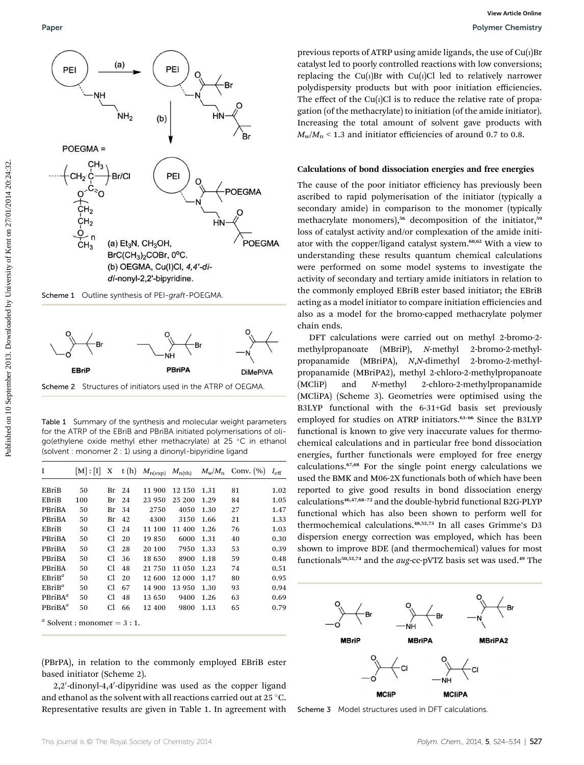Scheme 1 Outline synthesis of PEI-*graft*-POEGMA.

Scheme 2 Structures of initiators used in the ATRP of OEGMA.

Table 1 Summary of the synthesis and molecular weight parameters for the ATRP of the EBriB and PBriBA initiated polymerisations of oligo(ethylene oxide methyl ether methacrylate) at 25 °C in ethanol (solvent : monomer 2 : 1) using a dinonyl-bipyridine ligand

| I | [M] : [I] | X | t (h) | $M_{n(exp)}$ | $M_{n(th)}$ | $M_w/M_n$ | Conv. (%) | $I_{eff}$ |
|---|---|---|---|---|---|---|---|---|
| EBriB | 50 | Br | 24 | 11 900 | 12 150 | 1.31 | 81 | 1.02 |
| EBriB | 100 | Br | 24 | 23 950 | 25 200 | 1.29 | 84 | 1.05 |
| PBriBA | 50 | Br | 34 | 2750 | 4050 | 1.30 | 27 | 1.47 |
| PBriBA | 50 | Br | 42 | 4300 | 3150 | 1.66 | 21 | 1.33 |
| EBriB | 50 | Cl | 24 | 11 100 | 11 400 | 1.26 | 76 | 1.03 |
| PBriBA | 50 | Cl | 20 | 19 850 | 6000 | 1.31 | 40 | 0.30 |
| PBriBA | 50 | Cl | 28 | 20 100 | 7950 | 1.33 | 53 | 0.39 |
| PBriBA | 50 | Cl | 36 | 18 650 | 8900 | 1.18 | 59 | 0.48 |
| PBriBA | 50 | Cl | 48 | 21 750 | 11 050 | 1.23 | 74 | 0.51 |
| EBriB[a] | 50 | Cl | 20 | 12 600 | 12 000 | 1.17 | 80 | 0.95 |
| EBriB[a] | 50 | Cl | 67 | 14 900 | 13 950 | 1.30 | 93 | 0.94 |
| PBriBA[a] | 50 | Cl | 48 | 13 650 | 9400 | 1.26 | 63 | 0.69 |
| PBriBA[a] | 50 | Cl | 66 | 12 400 | 9800 | 1.13 | 65 | 0.79 |

[a] Solvent : monomer = 3 : 1.

(PBrPA), in relation to the commonly employed EBriB ester based initiator (Scheme 2).

2,2′-dinonyl-4,4′-dipyridine was used as the copper ligand and ethanol as the solvent with all reactions carried out at 25 °C. Representative results are given in Table 1. In agreement with previous reports of ATRP using amide ligands, the use of Cu(I)Br catalyst led to poorly controlled reactions with low conversions; replacing the Cu(I)Br with Cu(I)Cl led to relatively narrower polydispersity products but with poor initiation efficiencies. The effect of the Cu(I)Cl is to reduce the relative rate of propagation (of the methacrylate) to initiation (of the amide initiator). Increasing the total amount of solvent gave products with $M_w/M_n < 1.3$ and initiator efficiencies of around 0.7 to 0.8.

## Calculations of bond dissociation energies and free energies

The cause of the poor initiator efficiency has previously been ascribed to rapid polymerisation of the initiator (typically a secondary amide) in comparison to the monomer (typically methacrylate monomers),[56] decomposition of the initiator,[59] loss of catalyst activity and/or complexation of the amide initiator with the copper/ligand catalyst system.[60,62] With a view to understanding these results quantum chemical calculations were performed on some model systems to investigate the activity of secondary and tertiary amide initiators in relation to the commonly employed EBriB ester based initiator; the EBriB acting as a model initiator to compare initiation efficiencies and also as a model for the bromo-capped methacrylate polymer chain ends.

DFT calculations were carried out on methyl 2-bromo-2-methylpropanoate (MBriP), *N*-methyl 2-bromo-2-methylpropanamide (MBriPA), *N*,*N*-dimethyl 2-bromo-2-methylpropanamide (MBriPA2), methyl 2-chloro-2-methylpropanoate (MCliP) and *N*-methyl 2-chloro-2-methylpropanamide (MCliPA) (Scheme 3). Geometries were optimised using the B3LYP functional with the 6-31+Gd basis set previously employed for studies on ATRP initiators.[63–66] Since the B3LYP functional is known to give very inaccurate values for thermochemical calculations and in particular free bond dissociation energies, further functionals were employed for free energy calculations.[67,68] For the single point energy calculations we used the BMK and M06-2X functionals both of which have been reported to give good results in bond dissociation energy calculations[46,47,68–72] and the double-hybrid functional B2G-PLYP functional which has also been shown to perform well for thermochemical calculations.[48,52,73] In all cases Grimme's D3 dispersion energy correction was employed, which has been shown to improve BDE (and thermochemical) values for most functionals[50,52,74] and the *aug*-cc-pVTZ basis set was used.[49] The

Scheme 3 Model structures used in DFT calculations.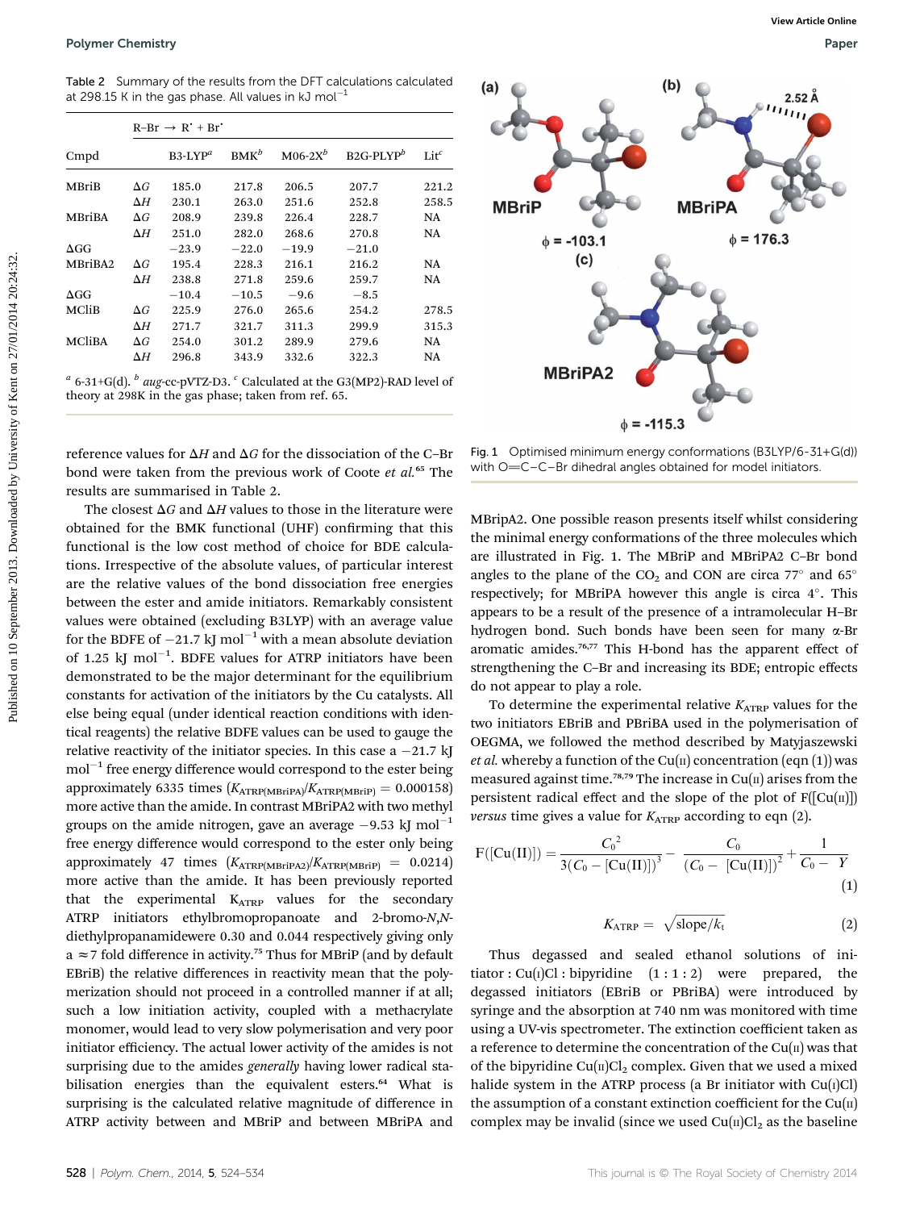Table 2 Summary of the results from the DFT calculations calculated at 298.15 K in the gas phase. All values in kJ mol$^{-1}$

| | | R–Br → R˙ + Br˙ | | | | |
|---|---|---|---|---|---|---|
| Cmpd | | B3-LYP[a] | BMK[b] | M06-2X[b] | B2G-PLYP[b] | Lit[c] |
| MBriB | ΔG | 185.0 | 217.8 | 206.5 | 207.7 | 221.2 |
| | ΔH | 230.1 | 263.0 | 251.6 | 252.8 | 258.5 |
| MBriBA | ΔG | 208.9 | 239.8 | 226.4 | 228.7 | NA |
| | ΔH | 251.0 | 282.0 | 268.6 | 270.8 | NA |
| ΔGG | | −23.9 | −22.0 | −19.9 | −21.0 | |
| MBriBA2 | ΔG | 195.4 | 228.3 | 216.1 | 216.2 | NA |
| | ΔH | 238.8 | 271.8 | 259.6 | 259.7 | NA |
| ΔGG | | −10.4 | −10.5 | −9.6 | −8.5 | |
| MCliB | ΔG | 225.9 | 276.0 | 265.6 | 254.2 | 278.5 |
| | ΔH | 271.7 | 321.7 | 311.3 | 299.9 | 315.3 |
| MCliBA | ΔG | 254.0 | 301.2 | 289.9 | 279.6 | NA |
| | ΔH | 296.8 | 343.9 | 332.6 | 322.3 | NA |

[a] 6-31+G(d). [b] *aug*-cc-pVTZ-D3. [c] Calculated at the G3(MP2)-RAD level of theory at 298K in the gas phase; taken from ref. 65.

reference values for ΔH and ΔG for the dissociation of the C–Br bond were taken from the previous work of Coote *et al.*[65] The results are summarised in Table 2.

The closest ΔG and ΔH values to those in the literature were obtained for the BMK functional (UHF) confirming that this functional is the low cost method of choice for BDE calculations. Irrespective of the absolute values, of particular interest are the relative values of the bond dissociation free energies between the ester and amide initiators. Remarkably consistent values were obtained (excluding B3LYP) with an average value for the BDFE of −21.7 kJ mol$^{-1}$ with a mean absolute deviation of 1.25 kJ mol$^{-1}$. BDFE values for ATRP initiators have been demonstrated to be the major determinant for the equilibrium constants for activation of the initiators by the Cu catalysts. All else being equal (under identical reaction conditions with identical reagents) the relative BDFE values can be used to gauge the relative reactivity of the initiator species. In this case a −21.7 kJ mol$^{-1}$ free energy difference would correspond to the ester being approximately 6335 times ($K_{ATRP(MBriPA)}/K_{ATRP(MBriP)} = 0.000158$) more active than the amide. In contrast MBriPA2 with two methyl groups on the amide nitrogen, gave an average −9.53 kJ mol$^{-1}$ free energy difference would correspond to the ester only being approximately 47 times ($K_{ATRP(MBriPA2)}/K_{ATRP(MBriP)} = 0.0214$) more active than the amide. It has been previously reported that the experimental $K_{ATRP}$ values for the secondary ATRP initiators ethylbromopropanoate and 2-bromo-*N*,*N*-diethylpropanamidewere 0.30 and 0.044 respectively giving only a ≈7 fold difference in activity.[75] Thus for MBriP (and by default EBriB) the relative differences in reactivity mean that the polymerization should not proceed in a controlled manner if at all; such a low initiation activity, coupled with a methacrylate monomer, would lead to very slow polymerisation and very poor initiator efficiency. The actual lower activity of the amides is not surprising due to the amides *generally* having lower radical stabilisation energies than the equivalent esters.[64] What is surprising is the calculated relative magnitude of difference in ATRP activity between and MBriP and between MBriPA and MBripA2. One possible reason presents itself whilst considering the minimal energy conformations of the three molecules which are illustrated in Fig. 1. The MBriP and MBriPA2 C–Br bond angles to the plane of the $CO_2$ and CON are circa 77° and 65° respectively; for MBriPA however this angle is circa 4°. This appears to be a result of the presence of a intramolecular H–Br hydrogen bond. Such bonds have been seen for many α-Br aromatic amides.[76,77] This H-bond has the apparent effect of strengthening the C–Br and increasing its BDE; entropic effects do not appear to play a role.

Fig. 1 Optimised minimum energy conformations (B3LYP/6-31+G(d)) with O=C–C–Br dihedral angles obtained for model initiators.

To determine the experimental relative $K_{ATRP}$ values for the two initiators EBriB and PBriBA used in the polymerisation of OEGMA, we followed the method described by Matyjaszewski *et al.* whereby a function of the Cu(II) concentration (eqn (1)) was measured against time.[78,79] The increase in Cu(II) arises from the persistent radical effect and the slope of the plot of F([Cu(II)]) *versus* time gives a value for $K_{ATRP}$ according to eqn (2).

$$F([\mathrm{Cu(II)}]) = \frac{C_0^{\,2}}{3(C_0 - [\mathrm{Cu(II)}])^3} - \frac{C_0}{(C_0 - [\mathrm{Cu(II)}])^2} + \frac{1}{C_0 - Y} \tag{1}$$

$$K_{\mathrm{ATRP}} = \sqrt{\mathrm{slope}/k_t} \tag{2}$$

Thus degassed and sealed ethanol solutions of initiator : Cu(I)Cl : bipyridine (1 : 1 : 2) were prepared, the degassed initiators (EBriB or PBriBA) were introduced by syringe and the absorption at 740 nm was monitored with time using a UV-vis spectrometer. The extinction coefficient taken as a reference to determine the concentration of the Cu(II) was that of the bipyridine Cu(II)$Cl_2$ complex. Given that we used a mixed halide system in the ATRP process (a Br initiator with Cu(I)Cl) the assumption of a constant extinction coefficient for the Cu(II) complex may be invalid (since we used Cu(II)$Cl_2$ as the baseline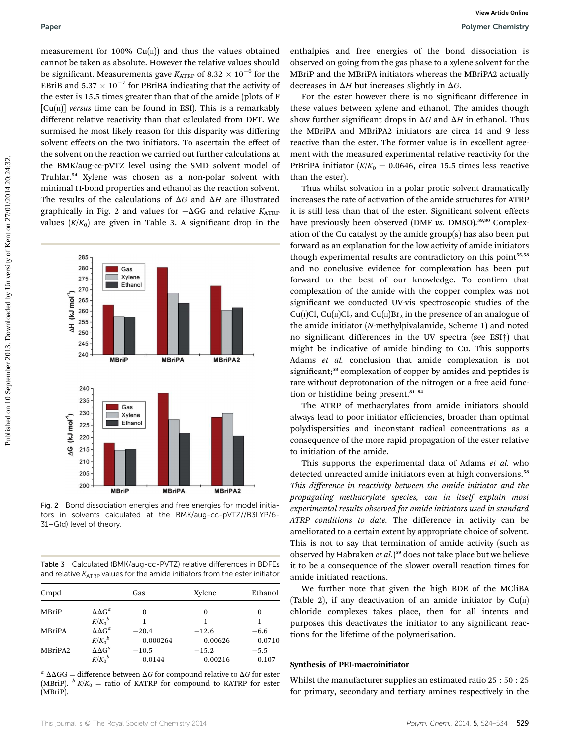measurement for 100% Cu(II)) and thus the values obtained cannot be taken as absolute. However the relative values should be significant. Measurements gave $K_{ATRP}$ of $8.32 \times 10^{-6}$ for the EBriB and $5.37 \times 10^{-7}$ for PBriBA indicating that the activity of the ester is 15.5 times greater than that of the amide (plots of F [Cu(II)] *versus* time can be found in ESI). This is a remarkably different relative reactivity than that calculated from DFT. We surmised he most likely reason for this disparity was differing solvent effects on the two initiators. To ascertain the effect of the solvent on the reaction we carried out further calculations at the BMK/aug-cc-pVTZ level using the SMD solvent model of Truhlar.[54] Xylene was chosen as a non-polar solvent with minimal H-bond properties and ethanol as the reaction solvent. The results of the calculations of $\Delta G$ and $\Delta H$ are illustrated graphically in Fig. 2 and values for $-\Delta GG$ and relative $K_{ATRP}$ values ($K/K_0$) are given in Table 3. A significant drop in the enthalpies and free energies of the bond dissociation is observed on going from the gas phase to a xylene solvent for the MBriP and the MBriPA initiators whereas the MBriPA2 actually decreases in $\Delta H$ but increases slightly in $\Delta G$.

Fig. 2 Bond dissociation energies and free energies for model initiators in solvents calculated at the BMK/aug-cc-pVTZ//B3LYP/6-31+G(d) level of theory.

Table 3 Calculated (BMK/aug-cc-PVTZ) relative differences in BDFEs and relative $K_{ATRP}$ values for the amide initiators from the ester initiator

| Cmpd | | Gas | Xylene | Ethanol |
|---|---|---|---|---|
| MBriP | $\Delta\Delta G^a$ | 0 | 0 | 0 |
| | $K/K_0{}^b$ | 1 | 1 | 1 |
| MBriPA | $\Delta\Delta G^a$ | −20.4 | −12.6 | −6.6 |
| | $K/K_0{}^b$ | 0.000264 | 0.00626 | 0.0710 |
| MBriPA2 | $\Delta\Delta G^a$ | −10.5 | −15.2 | −5.5 |
| | $K/K_0{}^b$ | 0.0144 | 0.00216 | 0.107 |

[a] $\Delta\Delta GG$ = difference between $\Delta G$ for compound relative to $\Delta G$ for ester (MBriP). [b] $K/K_0$ = ratio of KATRP for compound to KATRP for ester (MBriP).

For the ester however there is no significant difference in these values between xylene and ethanol. The amides though show further significant drops in $\Delta G$ and $\Delta H$ in ethanol. Thus the MBriPA and MBriPA2 initiators are circa 14 and 9 less reactive than the ester. The former value is in excellent agreement with the measured experimental relative reactivity for the PrBriPA initiator ($K/K_0 = 0.0646$, circa 15.5 times less reactive than the ester).

Thus whilst solvation in a polar protic solvent dramatically increases the rate of activation of the amide structures for ATRP it is still less than that of the ester. Significant solvent effects have previously been observed (DMF *vs.* DMSO).[59,80] Complexation of the Cu catalyst by the amide group(s) has also been put forward as an explanation for the low activity of amide initiators though experimental results are contradictory on this point[55,58] and no conclusive evidence for complexation has been put forward to the best of our knowledge. To confirm that complexation of the amide with the copper complex was not significant we conducted UV-vis spectroscopic studies of the Cu(I)Cl, Cu(II)$Cl_2$ and Cu(II)$Br_2$ in the presence of an analogue of the amide initiator (*N*-methylpivalamide, Scheme 1) and noted no significant differences in the UV spectra (see ESI†) that might be indicative of amide binding to Cu. This supports Adams *et al.* conclusion that amide complexation is not significant;[58] complexation of copper by amides and peptides is rare without deprotonation of the nitrogen or a free acid function or histidine being present.[81–84]

The ATRP of methacrylates from amide initiators should always lead to poor initiator efficiencies, broader than optimal polydispersities and inconstant radical concentrations as a consequence of the more rapid propagation of the ester relative to initiation of the amide.

This supports the experimental data of Adams *et al.* who detected unreacted amide initiators even at high conversions.[58] *This difference in reactivity between the amide initiator and the propagating methacrylate species, can in itself explain most experimental results observed for amide initiators used in standard ATRP conditions to date.* The difference in activity can be ameliorated to a certain extent by appropriate choice of solvent. This is not to say that termination of amide activity (such as observed by Habraken *et al.*)[59] does not take place but we believe it to be a consequence of the slower overall reaction times for amide initiated reactions.

We further note that given the high BDE of the MCliBA (Table 2), if any deactivation of an amide initiator by Cu(II) chloride complexes takes place, then for all intents and purposes this deactivates the initiator to any significant reactions for the lifetime of the polymerisation.

### Synthesis of PEI-macroinitiator

Whilst the manufacturer supplies an estimated ratio 25 : 50 : 25 for primary, secondary and tertiary amines respectively in the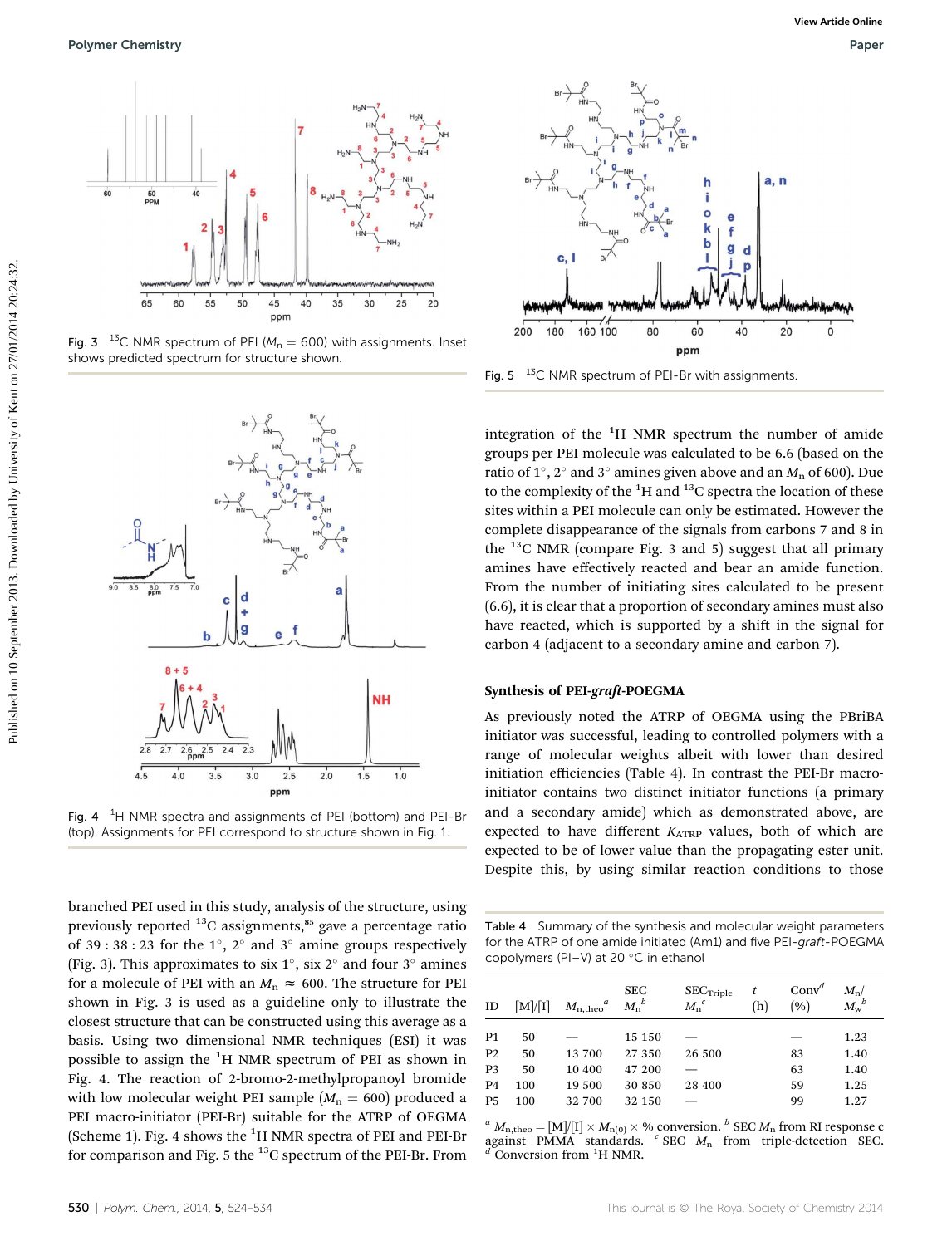Fig. 3 $^{13}$C NMR spectrum of PEI ($M_n$ = 600) with assignments. Inset shows predicted spectrum for structure shown.

Fig. 4 $^1$H NMR spectra and assignments of PEI (bottom) and PEI-Br (top). Assignments for PEI correspond to structure shown in Fig. 1.

branched PEI used in this study, analysis of the structure, using previously reported $^{13}$C assignments,[85] gave a percentage ratio of 39 : 38 : 23 for the 1°, 2° and 3° amine groups respectively (Fig. 3). This approximates to six 1°, six 2° and four 3° amines for a molecule of PEI with an $M_n \approx 600$. The structure for PEI shown in Fig. 3 is used as a guideline only to illustrate the closest structure that can be constructed using this average as a basis. Using two dimensional NMR techniques (ESI) it was possible to assign the $^1$H NMR spectrum of PEI as shown in Fig. 4. The reaction of 2-bromo-2-methylpropanoyl bromide with low molecular weight PEI sample ($M_n$ = 600) produced a PEI macro-initiator (PEI-Br) suitable for the ATRP of OEGMA (Scheme 1). Fig. 4 shows the $^1$H NMR spectra of PEI and PEI-Br for comparison and Fig. 5 the $^{13}$C spectrum of the PEI-Br. From

Fig. 5 $^{13}$C NMR spectrum of PEI-Br with assignments.

integration of the $^1$H NMR spectrum the number of amide groups per PEI molecule was calculated to be 6.6 (based on the ratio of 1°, 2° and 3° amines given above and an $M_n$ of 600). Due to the complexity of the $^1$H and $^{13}$C spectra the location of these sites within a PEI molecule can only be estimated. However the complete disappearance of the signals from carbons 7 and 8 in the $^{13}$C NMR (compare Fig. 3 and 5) suggest that all primary amines have effectively reacted and bear an amide function. From the number of initiating sites calculated to be present (6.6), it is clear that a proportion of secondary amines must also have reacted, which is supported by a shift in the signal for carbon 4 (adjacent to a secondary amine and carbon 7).

### Synthesis of PEI-*graft*-POEGMA

As previously noted the ATRP of OEGMA using the PBriBA initiator was successful, leading to controlled polymers with a range of molecular weights albeit with lower than desired initiation efficiencies (Table 4). In contrast the PEI-Br macro-initiator contains two distinct initiator functions (a primary and a secondary amide) which as demonstrated above, are expected to have different $K_{ATRP}$ values, both of which are expected to be of lower value than the propagating ester unit. Despite this, by using similar reaction conditions to those

Table 4 Summary of the synthesis and molecular weight parameters for the ATRP of one amide initiated (Am1) and five PEI-*graft*-POEGMA copolymers (PI–V) at 20 °C in ethanol

| ID | [M]/[I] | $M_{n,theo}$[a] | SEC $M_n$[b] | SEC$_{Triple}$ $M_n$[c] | $t$ (h) | Conv[d] (%) | $M_n/M_w$[b] |
|---|---|---|---|---|---|---|---|
| P1 | 50 | — | 15 150 | — | | — | 1.23 |
| P2 | 50 | 13 700 | 27 350 | 26 500 | | 83 | 1.40 |
| P3 | 50 | 10 400 | 47 200 | — | | 63 | 1.40 |
| P4 | 100 | 19 500 | 30 850 | 28 400 | | 59 | 1.25 |
| P5 | 100 | 32 700 | 32 150 | — | | 99 | 1.27 |

[a] $M_{n,theo}$ = [M]/[I] × $M_{n(0)}$ × % conversion. [b] SEC $M_n$ from RI response c against PMMA standards. [c] SEC $M_n$ from triple-detection SEC. [d] Conversion from $^1$H NMR.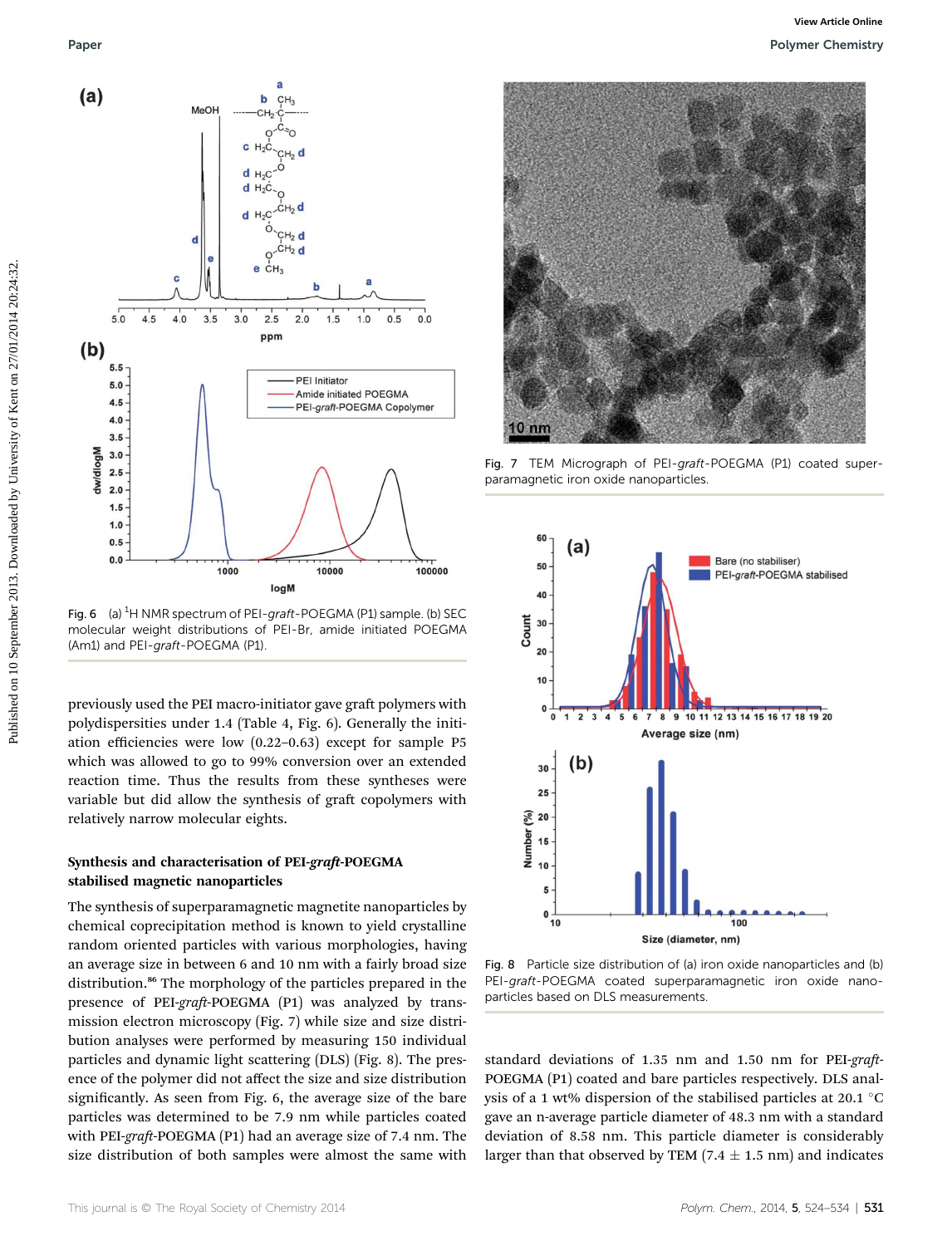Fig. 6 (a) $^1$H NMR spectrum of PEI-*graft*-POEGMA (P1) sample. (b) SEC molecular weight distributions of PEI-Br, amide initiated POEGMA (Am1) and PEI-*graft*-POEGMA (P1).

Fig. 7 TEM Micrograph of PEI-*graft*-POEGMA (P1) coated superparamagnetic iron oxide nanoparticles.

Fig. 8 Particle size distribution of (a) iron oxide nanoparticles and (b) PEI-*graft*-POEGMA coated superparamagnetic iron oxide nanoparticles based on DLS measurements.

previously used the PEI macro-initiator gave graft polymers with polydispersities under 1.4 (Table 4, Fig. 6). Generally the initiation efficiencies were low (0.22–0.63) except for sample P5 which was allowed to go to 99% conversion over an extended reaction time. Thus the results from these syntheses were variable but did allow the synthesis of graft copolymers with relatively narrow molecular eights.

### Synthesis and characterisation of PEI-*graft*-POEGMA stabilised magnetic nanoparticles

The synthesis of superparamagnetic magnetite nanoparticles by chemical coprecipitation method is known to yield crystalline random oriented particles with various morphologies, having an average size in between 6 and 10 nm with a fairly broad size distribution.[86] The morphology of the particles prepared in the presence of PEI-*graft*-POEGMA (P1) was analyzed by transmission electron microscopy (Fig. 7) while size and size distribution analyses were performed by measuring 150 individual particles and dynamic light scattering (DLS) (Fig. 8). The presence of the polymer did not affect the size and size distribution significantly. As seen from Fig. 6, the average size of the bare particles was determined to be 7.9 nm while particles coated with PEI-*graft*-POEGMA (P1) had an average size of 7.4 nm. The size distribution of both samples were almost the same with standard deviations of 1.35 nm and 1.50 nm for PEI-*graft*-POEGMA (P1) coated and bare particles respectively. DLS analysis of a 1 wt% dispersion of the stabilised particles at 20.1 °C gave an n-average particle diameter of 48.3 nm with a standard deviation of 8.58 nm. This particle diameter is considerably larger than that observed by TEM (7.4 ± 1.5 nm) and indicates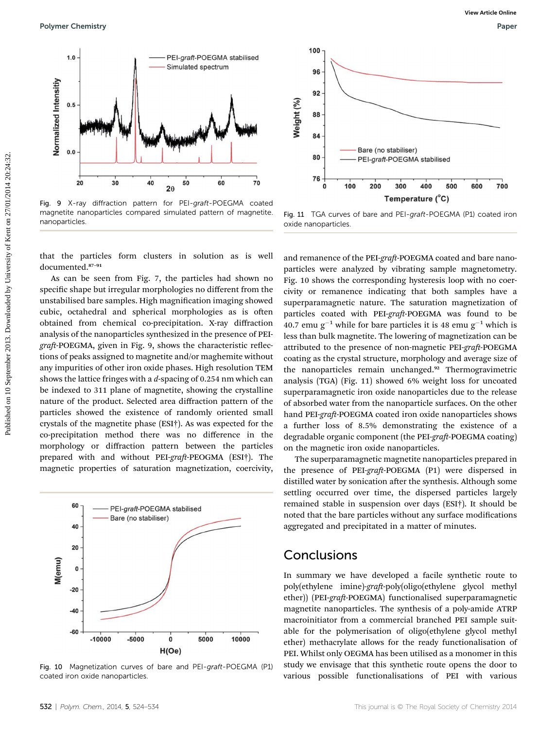Fig. 9 X-ray diffraction pattern for PEI-*graft*-POEGMA coated magnetite nanoparticles compared simulated pattern of magnetite. nanoparticles.

Fig. 11 TGA curves of bare and PEI-*graft*-POEGMA (P1) coated iron oxide nanoparticles.

that the particles form clusters in solution as is well documented.[87–91]

As can be seen from Fig. 7, the particles had shown no specific shape but irregular morphologies no different from the unstabilised bare samples. High magnification imaging showed cubic, octahedral and spherical morphologies as is often obtained from chemical co-precipitation. X-ray diffraction analysis of the nanoparticles synthesized in the presence of PEI-*graft*-POEGMA, given in Fig. 9, shows the characteristic reflections of peaks assigned to magnetite and/or maghemite without any impurities of other iron oxide phases. High resolution TEM shows the lattice fringes with a *d*-spacing of 0.254 nm which can be indexed to 311 plane of magnetite, showing the crystalline nature of the product. Selected area diffraction pattern of the particles showed the existence of randomly oriented small crystals of the magnetite phase (ESI†). As was expected for the co-precipitation method there was no difference in the morphology or diffraction pattern between the particles prepared with and without PEI-*graft*-PEOGMA (ESI†). The magnetic properties of saturation magnetization, coercivity, and remanence of the PEI-*graft*-POEGMA coated and bare nanoparticles were analyzed by vibrating sample magnetometry. Fig. 10 shows the corresponding hysteresis loop with no coercivity or remanence indicating that both samples have a superparamagnetic nature. The saturation magnetization of particles coated with PEI-*graft*-POEGMA was found to be 40.7 emu $g^{-1}$ while for bare particles it is 48 emu $g^{-1}$ which is less than bulk magnetite. The lowering of magnetization can be attributed to the presence of non-magnetic PEI-*graft*-POEGMA coating as the crystal structure, morphology and average size of the nanoparticles remain unchanged.[92] Thermogravimetric analysis (TGA) (Fig. 11) showed 6% weight loss for uncoated superparamagnetic iron oxide nanoparticles due to the release of absorbed water from the nanoparticle surfaces. On the other hand PEI-*graft*-POEGMA coated iron oxide nanoparticles shows a further loss of 8.5% demonstrating the existence of a degradable organic component (the PEI-*graft*-POEGMA coating) on the magnetic iron oxide nanoparticles.

Fig. 10 Magnetization curves of bare and PEI-*graft*-POEGMA (P1) coated iron oxide nanoparticles.

The superparamagnetic magnetite nanoparticles prepared in the presence of PEI-*graft*-POEGMA (P1) were dispersed in distilled water by sonication after the synthesis. Although some settling occurred over time, the dispersed particles largely remained stable in suspension over days (ESI†). It should be noted that the bare particles without any surface modifications aggregated and precipitated in a matter of minutes.

## Conclusions

In summary we have developed a facile synthetic route to poly(ethylene imine)-*graft*-poly(oligo(ethylene glycol methyl ether)) (PEI-*graft*-POEGMA) functionalised superparamagnetic magnetite nanoparticles. The synthesis of a poly-amide ATRP macroinitiator from a commercial branched PEI sample suitable for the polymerisation of oligo(ethylene glycol methyl ether) methacrylate allows for the ready functionalisation of PEI. Whilst only OEGMA has been utilised as a monomer in this study we envisage that this synthetic route opens the door to various possible functionalisations of PEI with various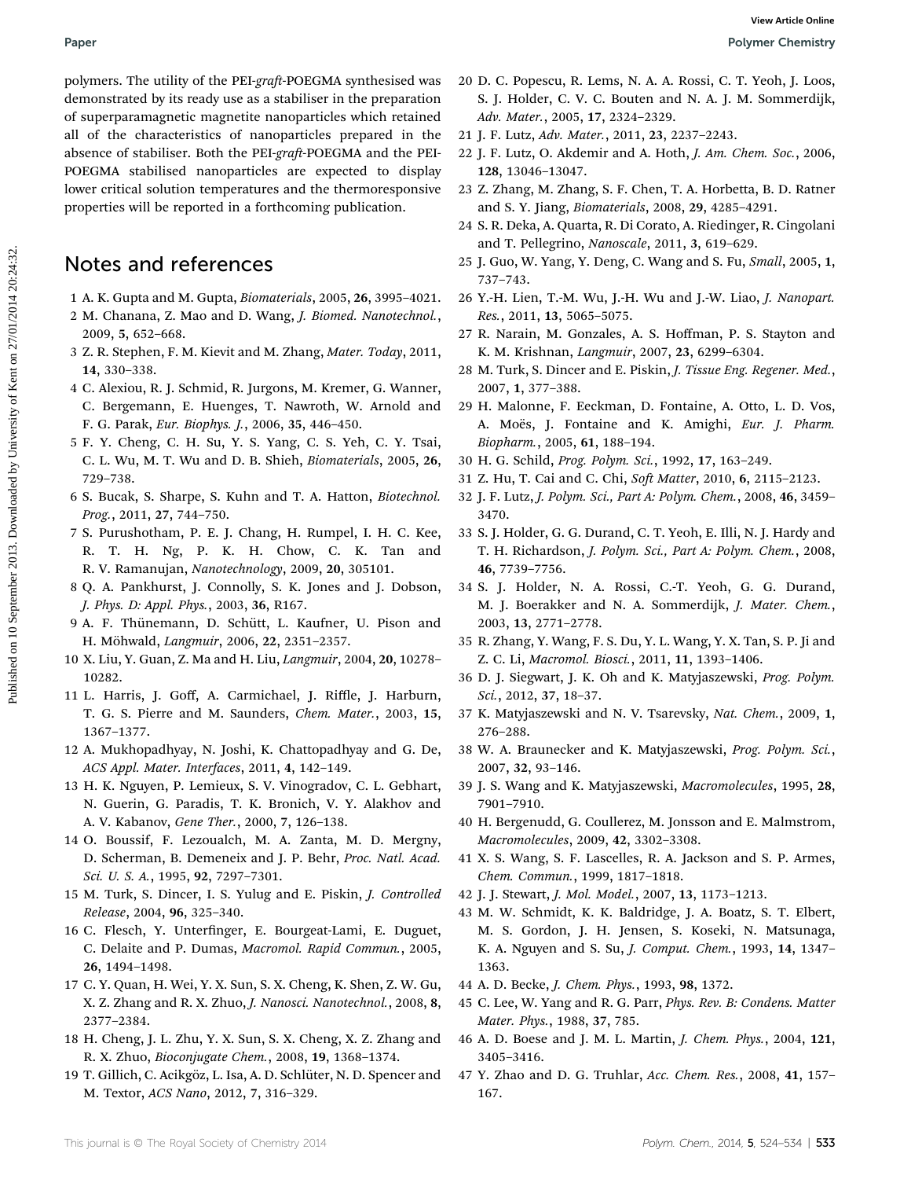polymers. The utility of the PEI-*graft*-POEGMA synthesised was demonstrated by its ready use as a stabiliser in the preparation of superparamagnetic magnetite nanoparticles which retained all of the characteristics of nanoparticles prepared in the absence of stabiliser. Both the PEI-*graft*-POEGMA and the PEI-POEGMA stabilised nanoparticles are expected to display lower critical solution temperatures and the thermoresponsive properties will be reported in a forthcoming publication.

## Notes and references

1 A. K. Gupta and M. Gupta, *Biomaterials*, 2005, **26**, 3995–4021.
2 M. Chanana, Z. Mao and D. Wang, *J. Biomed. Nanotechnol.*, 2009, **5**, 652–668.
3 Z. R. Stephen, F. M. Kievit and M. Zhang, *Mater. Today*, 2011, **14**, 330–338.
4 C. Alexiou, R. J. Schmid, R. Jurgons, M. Kremer, G. Wanner, C. Bergemann, E. Huenges, T. Nawroth, W. Arnold and F. G. Parak, *Eur. Biophys. J.*, 2006, **35**, 446–450.
5 F. Y. Cheng, C. H. Su, Y. S. Yang, C. S. Yeh, C. Y. Tsai, C. L. Wu, M. T. Wu and D. B. Shieh, *Biomaterials*, 2005, **26**, 729–738.
6 S. Bucak, S. Sharpe, S. Kuhn and T. A. Hatton, *Biotechnol. Prog.*, 2011, **27**, 744–750.
7 S. Purushotham, P. E. J. Chang, H. Rumpel, I. H. C. Kee, R. T. H. Ng, P. K. H. Chow, C. K. Tan and R. V. Ramanujan, *Nanotechnology*, 2009, **20**, 305101.
8 Q. A. Pankhurst, J. Connolly, S. K. Jones and J. Dobson, *J. Phys. D: Appl. Phys.*, 2003, **36**, R167.
9 A. F. Thünemann, D. Schütt, L. Kaufner, U. Pison and H. Möhwald, *Langmuir*, 2006, **22**, 2351–2357.
10 X. Liu, Y. Guan, Z. Ma and H. Liu, *Langmuir*, 2004, **20**, 10278–10282.
11 L. Harris, J. Goff, A. Carmichael, J. Riffle, J. Harburn, T. G. S. Pierre and M. Saunders, *Chem. Mater.*, 2003, **15**, 1367–1377.
12 A. Mukhopadhyay, N. Joshi, K. Chattopadhyay and G. De, *ACS Appl. Mater. Interfaces*, 2011, **4**, 142–149.
13 H. K. Nguyen, P. Lemieux, S. V. Vinogradov, C. L. Gebhart, N. Guerin, G. Paradis, T. K. Bronich, V. Y. Alakhov and A. V. Kabanov, *Gene Ther.*, 2000, **7**, 126–138.
14 O. Boussif, F. Lezoualch, M. A. Zanta, M. D. Mergny, D. Scherman, B. Demeneix and J. P. Behr, *Proc. Natl. Acad. Sci. U. S. A.*, 1995, **92**, 7297–7301.
15 M. Turk, S. Dincer, I. S. Yulug and E. Piskin, *J. Controlled Release*, 2004, **96**, 325–340.
16 C. Flesch, Y. Unterfinger, E. Bourgeat-Lami, E. Duguet, C. Delaite and P. Dumas, *Macromol. Rapid Commun.*, 2005, **26**, 1494–1498.
17 C. Y. Quan, H. Wei, Y. X. Sun, S. X. Cheng, K. Shen, Z. W. Gu, X. Z. Zhang and R. X. Zhuo, *J. Nanosci. Nanotechnol.*, 2008, **8**, 2377–2384.
18 H. Cheng, J. L. Zhu, Y. X. Sun, S. X. Cheng, X. Z. Zhang and R. X. Zhuo, *Bioconjugate Chem.*, 2008, **19**, 1368–1374.
19 T. Gillich, C. Acikgöz, L. Isa, A. D. Schlüter, N. D. Spencer and M. Textor, *ACS Nano*, 2012, **7**, 316–329.
20 D. C. Popescu, R. Lems, N. A. A. Rossi, C. T. Yeoh, J. Loos, S. J. Holder, C. V. C. Bouten and N. A. J. M. Sommerdijk, *Adv. Mater.*, 2005, **17**, 2324–2329.
21 J. F. Lutz, *Adv. Mater.*, 2011, **23**, 2237–2243.
22 J. F. Lutz, O. Akdemir and A. Hoth, *J. Am. Chem. Soc.*, 2006, **128**, 13046–13047.
23 Z. Zhang, M. Zhang, S. F. Chen, T. A. Horbetta, B. D. Ratner and S. Y. Jiang, *Biomaterials*, 2008, **29**, 4285–4291.
24 S. R. Deka, A. Quarta, R. Di Corato, A. Riedinger, R. Cingolani and T. Pellegrino, *Nanoscale*, 2011, **3**, 619–629.
25 J. Guo, W. Yang, Y. Deng, C. Wang and S. Fu, *Small*, 2005, **1**, 737–743.
26 Y.-H. Lien, T.-M. Wu, J.-H. Wu and J.-W. Liao, *J. Nanopart. Res.*, 2011, **13**, 5065–5075.
27 R. Narain, M. Gonzales, A. S. Hoffman, P. S. Stayton and K. M. Krishnan, *Langmuir*, 2007, **23**, 6299–6304.
28 M. Turk, S. Dincer and E. Piskin, *J. Tissue Eng. Regener. Med.*, 2007, **1**, 377–388.
29 H. Malonne, F. Eeckman, D. Fontaine, A. Otto, L. D. Vos, A. Moës, J. Fontaine and K. Amighi, *Eur. J. Pharm. Biopharm.*, 2005, **61**, 188–194.
30 H. G. Schild, *Prog. Polym. Sci.*, 1992, **17**, 163–249.
31 Z. Hu, T. Cai and C. Chi, *Soft Matter*, 2010, **6**, 2115–2123.
32 J. F. Lutz, *J. Polym. Sci., Part A: Polym. Chem.*, 2008, **46**, 3459–3470.
33 S. J. Holder, G. G. Durand, C. T. Yeoh, E. Illi, N. J. Hardy and T. H. Richardson, *J. Polym. Sci., Part A: Polym. Chem.*, 2008, **46**, 7739–7756.
34 S. J. Holder, N. A. Rossi, C.-T. Yeoh, G. G. Durand, M. J. Boerakker and N. A. Sommerdijk, *J. Mater. Chem.*, 2003, **13**, 2771–2778.
35 R. Zhang, Y. Wang, F. S. Du, Y. L. Wang, Y. X. Tan, S. P. Ji and Z. C. Li, *Macromol. Biosci.*, 2011, **11**, 1393–1406.
36 D. J. Siegwart, J. K. Oh and K. Matyjaszewski, *Prog. Polym. Sci.*, 2012, **37**, 18–37.
37 K. Matyjaszewski and N. V. Tsarevsky, *Nat. Chem.*, 2009, **1**, 276–288.
38 W. A. Braunecker and K. Matyjaszewski, *Prog. Polym. Sci.*, 2007, **32**, 93–146.
39 J. S. Wang and K. Matyjaszewski, *Macromolecules*, 1995, **28**, 7901–7910.
40 H. Bergenudd, G. Coullerez, M. Jonsson and E. Malmstrom, *Macromolecules*, 2009, **42**, 3302–3308.
41 X. S. Wang, S. F. Lascelles, R. A. Jackson and S. P. Armes, *Chem. Commun.*, 1999, 1817–1818.
42 J. J. Stewart, *J. Mol. Model.*, 2007, **13**, 1173–1213.
43 M. W. Schmidt, K. K. Baldridge, J. A. Boatz, S. T. Elbert, M. S. Gordon, J. H. Jensen, S. Koseki, N. Matsunaga, K. A. Nguyen and S. Su, *J. Comput. Chem.*, 1993, **14**, 1347–1363.
44 A. D. Becke, *J. Chem. Phys.*, 1993, **98**, 1372.
45 C. Lee, W. Yang and R. G. Parr, *Phys. Rev. B: Condens. Matter Mater. Phys.*, 1988, **37**, 785.
46 A. D. Boese and J. M. L. Martin, *J. Chem. Phys.*, 2004, **121**, 3405–3416.
47 Y. Zhao and D. G. Truhlar, *Acc. Chem. Res.*, 2008, **41**, 157–167.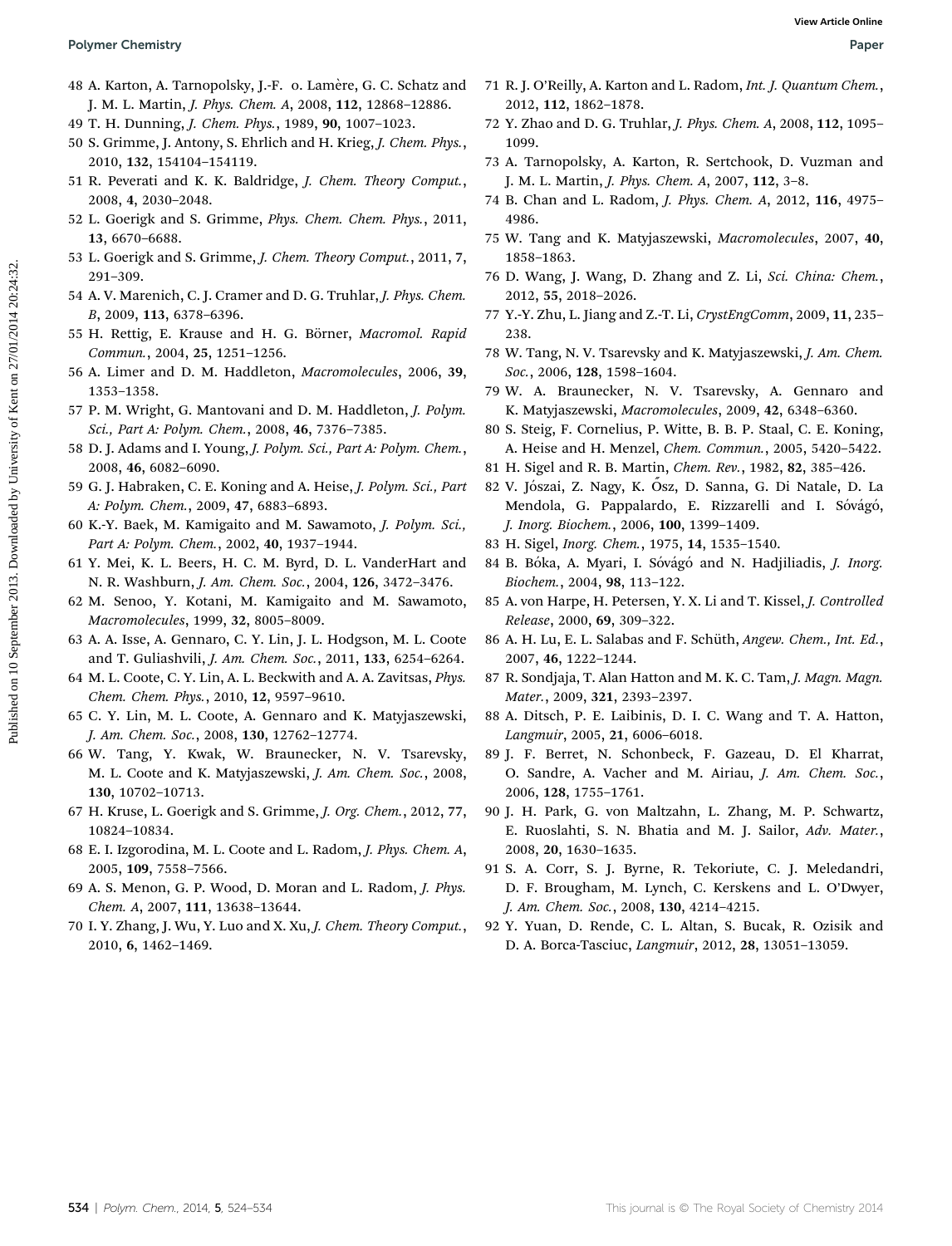48 A. Karton, A. Tarnopolsky, J.-F. o. Lamère, G. C. Schatz and J. M. L. Martin, *J. Phys. Chem. A*, 2008, **112**, 12868–12886.

49 T. H. Dunning, *J. Chem. Phys.*, 1989, **90**, 1007–1023.

50 S. Grimme, J. Antony, S. Ehrlich and H. Krieg, *J. Chem. Phys.*, 2010, **132**, 154104–154119.

51 R. Peverati and K. K. Baldridge, *J. Chem. Theory Comput.*, 2008, **4**, 2030–2048.

52 L. Goerigk and S. Grimme, *Phys. Chem. Chem. Phys.*, 2011, **13**, 6670–6688.

53 L. Goerigk and S. Grimme, *J. Chem. Theory Comput.*, 2011, **7**, 291–309.

54 A. V. Marenich, C. J. Cramer and D. G. Truhlar, *J. Phys. Chem. B*, 2009, **113**, 6378–6396.

55 H. Rettig, E. Krause and H. G. Börner, *Macromol. Rapid Commun.*, 2004, **25**, 1251–1256.

56 A. Limer and D. M. Haddleton, *Macromolecules*, 2006, **39**, 1353–1358.

57 P. M. Wright, G. Mantovani and D. M. Haddleton, *J. Polym. Sci., Part A: Polym. Chem.*, 2008, **46**, 7376–7385.

58 D. J. Adams and I. Young, *J. Polym. Sci., Part A: Polym. Chem.*, 2008, **46**, 6082–6090.

59 G. J. Habraken, C. E. Koning and A. Heise, *J. Polym. Sci., Part A: Polym. Chem.*, 2009, **47**, 6883–6893.

60 K.-Y. Baek, M. Kamigaito and M. Sawamoto, *J. Polym. Sci., Part A: Polym. Chem.*, 2002, **40**, 1937–1944.

61 Y. Mei, K. L. Beers, H. C. M. Byrd, D. L. VanderHart and N. R. Washburn, *J. Am. Chem. Soc.*, 2004, **126**, 3472–3476.

62 M. Senoo, Y. Kotani, M. Kamigaito and M. Sawamoto, *Macromolecules*, 1999, **32**, 8005–8009.

63 A. A. Isse, A. Gennaro, C. Y. Lin, J. L. Hodgson, M. L. Coote and T. Guliashvili, *J. Am. Chem. Soc.*, 2011, **133**, 6254–6264.

64 M. L. Coote, C. Y. Lin, A. L. Beckwith and A. A. Zavitsas, *Phys. Chem. Chem. Phys.*, 2010, **12**, 9597–9610.

65 C. Y. Lin, M. L. Coote, A. Gennaro and K. Matyjaszewski, *J. Am. Chem. Soc.*, 2008, **130**, 12762–12774.

66 W. Tang, Y. Kwak, W. Braunecker, N. V. Tsarevsky, M. L. Coote and K. Matyjaszewski, *J. Am. Chem. Soc.*, 2008, **130**, 10702–10713.

67 H. Kruse, L. Goerigk and S. Grimme, *J. Org. Chem.*, 2012, **77**, 10824–10834.

68 E. I. Izgorodina, M. L. Coote and L. Radom, *J. Phys. Chem. A*, 2005, **109**, 7558–7566.

69 A. S. Menon, G. P. Wood, D. Moran and L. Radom, *J. Phys. Chem. A*, 2007, **111**, 13638–13644.

70 I. Y. Zhang, J. Wu, Y. Luo and X. Xu, *J. Chem. Theory Comput.*, 2010, **6**, 1462–1469.

71 R. J. O'Reilly, A. Karton and L. Radom, *Int. J. Quantum Chem.*, 2012, **112**, 1862–1878.

72 Y. Zhao and D. G. Truhlar, *J. Phys. Chem. A*, 2008, **112**, 1095–1099.

73 A. Tarnopolsky, A. Karton, R. Sertchook, D. Vuzman and J. M. L. Martin, *J. Phys. Chem. A*, 2007, **112**, 3–8.

74 B. Chan and L. Radom, *J. Phys. Chem. A*, 2012, **116**, 4975–4986.

75 W. Tang and K. Matyjaszewski, *Macromolecules*, 2007, **40**, 1858–1863.

76 D. Wang, J. Wang, D. Zhang and Z. Li, *Sci. China: Chem.*, 2012, **55**, 2018–2026.

77 Y.-Y. Zhu, L. Jiang and Z.-T. Li, *CrystEngComm*, 2009, **11**, 235–238.

78 W. Tang, N. V. Tsarevsky and K. Matyjaszewski, *J. Am. Chem. Soc.*, 2006, **128**, 1598–1604.

79 W. A. Braunecker, N. V. Tsarevsky, A. Gennaro and K. Matyjaszewski, *Macromolecules*, 2009, **42**, 6348–6360.

80 S. Steig, F. Cornelius, P. Witte, B. B. P. Staal, C. E. Koning, A. Heise and H. Menzel, *Chem. Commun.*, 2005, 5420–5422.

81 H. Sigel and R. B. Martin, *Chem. Rev.*, 1982, **82**, 385–426.

82 V. Jószai, Z. Nagy, K. Ősz, D. Sanna, G. Di Natale, D. La Mendola, G. Pappalardo, E. Rizzarelli and I. Sóvágó, *J. Inorg. Biochem.*, 2006, **100**, 1399–1409.

83 H. Sigel, *Inorg. Chem.*, 1975, **14**, 1535–1540.

84 B. Bóka, A. Myari, I. Sóvágó and N. Hadjiliadis, *J. Inorg. Biochem.*, 2004, **98**, 113–122.

85 A. von Harpe, H. Petersen, Y. X. Li and T. Kissel, *J. Controlled Release*, 2000, **69**, 309–322.

86 A. H. Lu, E. L. Salabas and F. Schüth, *Angew. Chem., Int. Ed.*, 2007, **46**, 1222–1244.

87 R. Sondjaja, T. Alan Hatton and M. K. C. Tam, *J. Magn. Magn. Mater.*, 2009, **321**, 2393–2397.

88 A. Ditsch, P. E. Laibinis, D. I. C. Wang and T. A. Hatton, *Langmuir*, 2005, **21**, 6006–6018.

89 J. F. Berret, N. Schonbeck, F. Gazeau, D. El Kharrat, O. Sandre, A. Vacher and M. Airiau, *J. Am. Chem. Soc.*, 2006, **128**, 1755–1761.

90 J. H. Park, G. von Maltzahn, L. Zhang, M. P. Schwartz, E. Ruoslahti, S. N. Bhatia and M. J. Sailor, *Adv. Mater.*, 2008, **20**, 1630–1635.

91 S. A. Corr, S. J. Byrne, R. Tekoriute, C. J. Meledandri, D. F. Brougham, M. Lynch, C. Kerskens and L. O'Dwyer, *J. Am. Chem. Soc.*, 2008, **130**, 4214–4215.

92 Y. Yuan, D. Rende, C. L. Altan, S. Bucak, R. Ozisik and D. A. Borca-Tasciuc, *Langmuir*, 2012, **28**, 13051–13059.